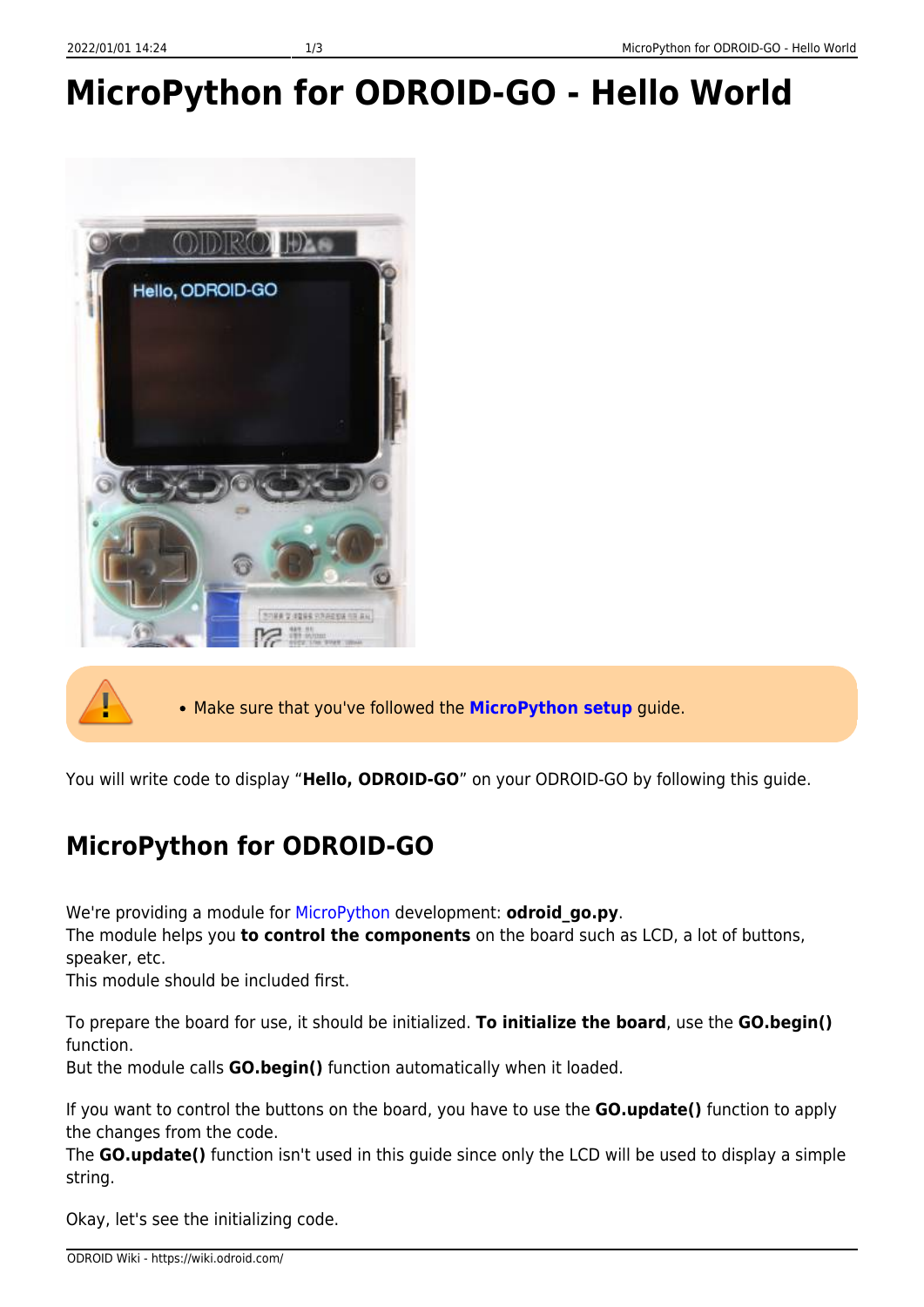# MicroPython for ODROID-GO - Hello World

- Make sure that you've followed the **MicroPython setup** guide.

You will write code to display "**Hello, ODROID-GO**" on your ODROID-GO by following this guide.

## MicroPython for ODROID-GO

We're providing a module for MicroPython development: **odroid_go.py**.
The module helps you **to control the components** on the board such as LCD, a lot of buttons, speaker, etc.
This module should be included first.

To prepare the board for use, it should be initialized. **To initialize the board**, use the **GO.begin()** function.
But the module calls **GO.begin()** function automatically when it loaded.

If you want to control the buttons on the board, you have to use the **GO.update()** function to apply the changes from the code.
The **GO.update()** function isn't used in this guide since only the LCD will be used to display a simple string.

Okay, let's see the initializing code.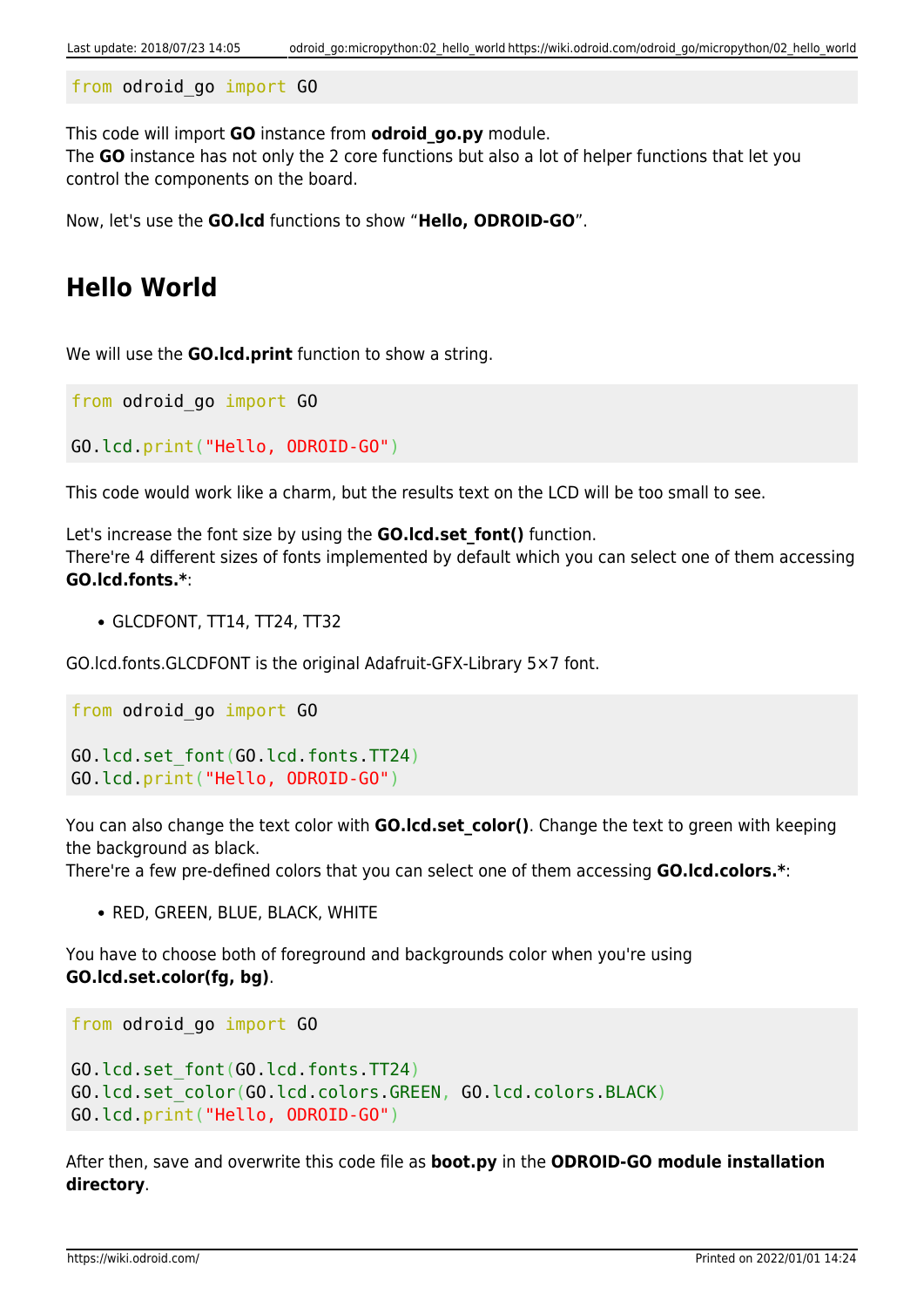```
from odroid_go import GO
```

This code will import **GO** instance from **odroid_go.py** module.
The **GO** instance has not only the 2 core functions but also a lot of helper functions that let you control the components on the board.

Now, let's use the **GO.lcd** functions to show "**Hello, ODROID-GO**".

## Hello World

We will use the **GO.lcd.print** function to show a string.

```
from odroid_go import GO

GO.lcd.print("Hello, ODROID-GO")
```

This code would work like a charm, but the results text on the LCD will be too small to see.

Let's increase the font size by using the **GO.lcd.set_font()** function.
There're 4 different sizes of fonts implemented by default which you can select one of them accessing **GO.lcd.fonts.***:

- GLCDFONT, TT14, TT24, TT32

GO.lcd.fonts.GLCDFONT is the original Adafruit-GFX-Library 5×7 font.

```
from odroid_go import GO

GO.lcd.set_font(GO.lcd.fonts.TT24)
GO.lcd.print("Hello, ODROID-GO")
```

You can also change the text color with **GO.lcd.set_color()**. Change the text to green with keeping the background as black.
There're a few pre-defined colors that you can select one of them accessing **GO.lcd.colors.***:

- RED, GREEN, BLUE, BLACK, WHITE

You have to choose both of foreground and backgrounds color when you're using **GO.lcd.set.color(fg, bg)**.

```
from odroid_go import GO

GO.lcd.set_font(GO.lcd.fonts.TT24)
GO.lcd.set_color(GO.lcd.colors.GREEN, GO.lcd.colors.BLACK)
GO.lcd.print("Hello, ODROID-GO")
```

After then, save and overwrite this code file as **boot.py** in the **ODROID-GO module installation directory**.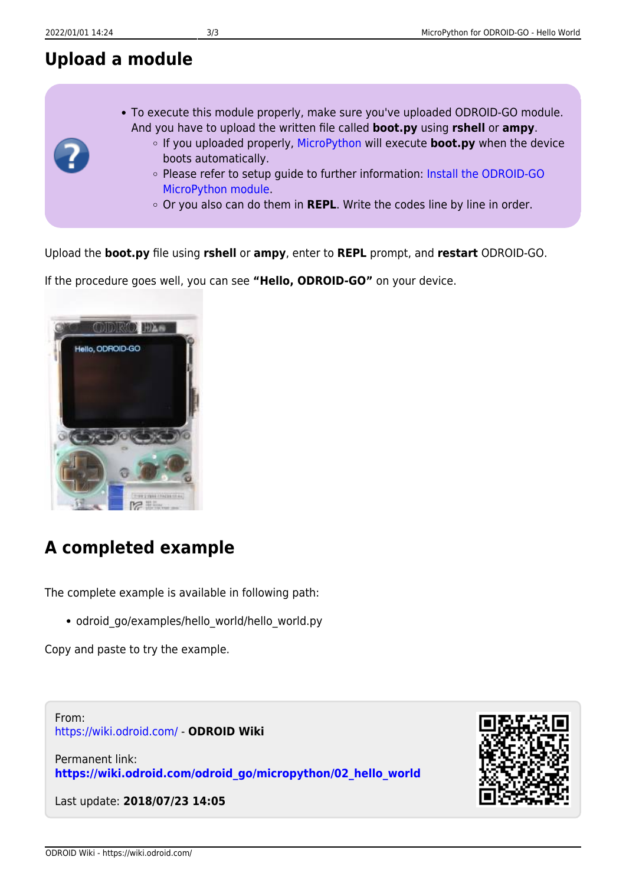## Upload a module

- To execute this module properly, make sure you've uploaded ODROID-GO module. And you have to upload the written file called **boot.py** using **rshell** or **ampy**.
  - If you uploaded properly, MicroPython will execute **boot.py** when the device boots automatically.
  - Please refer to setup guide to further information: Install the ODROID-GO MicroPython module.
  - Or you also can do them in **REPL**. Write the codes line by line in order.

Upload the **boot.py** file using **rshell** or **ampy**, enter to **REPL** prompt, and **restart** ODROID-GO.

If the procedure goes well, you can see **"Hello, ODROID-GO"** on your device.

## A completed example

The complete example is available in following path:

- odroid_go/examples/hello_world/hello_world.py

Copy and paste to try the example.

From:
https://wiki.odroid.com/ - **ODROID Wiki**

Permanent link:
**https://wiki.odroid.com/odroid_go/micropython/02_hello_world**

Last update: **2018/07/23 14:05**